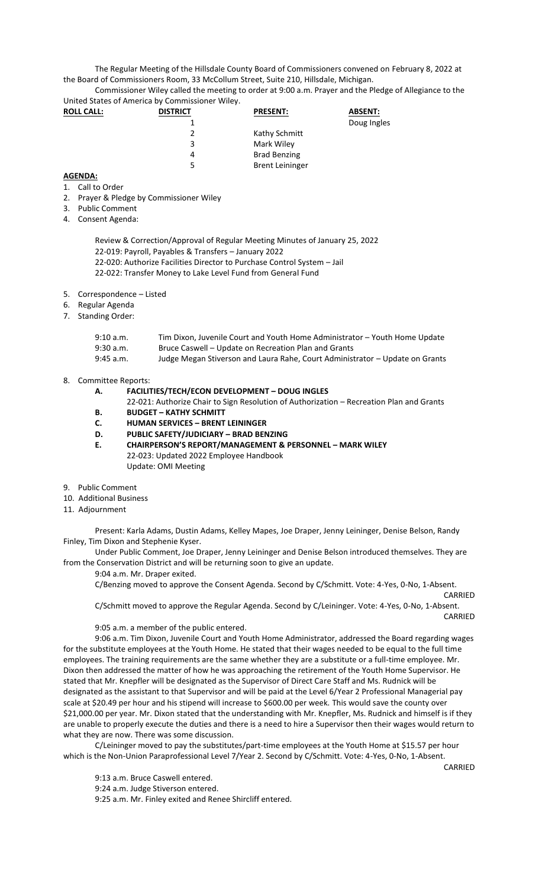The Regular Meeting of the Hillsdale County Board of Commissioners convened on February 8, 2022 at the Board of Commissioners Room, 33 McCollum Street, Suite 210, Hillsdale, Michigan.

Commissioner Wiley called the meeting to order at 9:00 a.m. Prayer and the Pledge of Allegiance to the United States of America by Commissioner Wiley.

| **ROLL CALL:** | **DISTRICT** | **PRESENT:** | **ABSENT:** |
|---|---|---|---|
| | 1 | | Doug Ingles |
| | 2 | Kathy Schmitt | |
| | 3 | Mark Wiley | |
| | 4 | Brad Benzing | |
| | 5 | Brent Leininger | |

**AGENDA:**

1. Call to Order
2. Prayer & Pledge by Commissioner Wiley
3. Public Comment
4. Consent Agenda:

   Review & Correction/Approval of Regular Meeting Minutes of January 25, 2022
   22-019: Payroll, Payables & Transfers – January 2022
   22-020: Authorize Facilities Director to Purchase Control System – Jail
   22-022: Transfer Money to Lake Level Fund from General Fund

5. Correspondence – Listed
6. Regular Agenda
7. Standing Order:

   9:10 a.m. Tim Dixon, Juvenile Court and Youth Home Administrator – Youth Home Update
   9:30 a.m. Bruce Caswell – Update on Recreation Plan and Grants
   9:45 a.m. Judge Megan Stiverson and Laura Rahe, Court Administrator – Update on Grants

8. Committee Reports:
   - **A. FACILITIES/TECH/ECON DEVELOPMENT – DOUG INGLES**
     22-021: Authorize Chair to Sign Resolution of Authorization – Recreation Plan and Grants
   - **B. BUDGET – KATHY SCHMITT**
   - **C. HUMAN SERVICES – BRENT LEININGER**
   - **D. PUBLIC SAFETY/JUDICIARY – BRAD BENZING**
   - **E. CHAIRPERSON'S REPORT/MANAGEMENT & PERSONNEL – MARK WILEY**
     22-023: Updated 2022 Employee Handbook
     Update: OMI Meeting

9. Public Comment
10. Additional Business
11. Adjournment

Present: Karla Adams, Dustin Adams, Kelley Mapes, Joe Draper, Jenny Leininger, Denise Belson, Randy Finley, Tim Dixon and Stephenie Kyser.

Under Public Comment, Joe Draper, Jenny Leininger and Denise Belson introduced themselves. They are from the Conservation District and will be returning soon to give an update.

9:04 a.m. Mr. Draper exited.

C/Benzing moved to approve the Consent Agenda. Second by C/Schmitt. Vote: 4-Yes, 0-No, 1-Absent.

CARRIED

C/Schmitt moved to approve the Regular Agenda. Second by C/Leininger. Vote: 4-Yes, 0-No, 1-Absent.

CARRIED

9:05 a.m. a member of the public entered.

9:06 a.m. Tim Dixon, Juvenile Court and Youth Home Administrator, addressed the Board regarding wages for the substitute employees at the Youth Home. He stated that their wages needed to be equal to the full time employees. The training requirements are the same whether they are a substitute or a full-time employee. Mr. Dixon then addressed the matter of how he was approaching the retirement of the Youth Home Supervisor. He stated that Mr. Knepfler will be designated as the Supervisor of Direct Care Staff and Ms. Rudnick will be designated as the assistant to that Supervisor and will be paid at the Level 6/Year 2 Professional Managerial pay scale at $20.49 per hour and his stipend will increase to $600.00 per week. This would save the county over $21,000.00 per year. Mr. Dixon stated that the understanding with Mr. Knepfler, Ms. Rudnick and himself is if they are unable to properly execute the duties and there is a need to hire a Supervisor then their wages would return to what they are now. There was some discussion.

C/Leininger moved to pay the substitutes/part-time employees at the Youth Home at $15.57 per hour which is the Non-Union Paraprofessional Level 7/Year 2. Second by C/Schmitt. Vote: 4-Yes, 0-No, 1-Absent.

CARRIED

9:13 a.m. Bruce Caswell entered.

9:24 a.m. Judge Stiverson entered.

9:25 a.m. Mr. Finley exited and Renee Shircliff entered.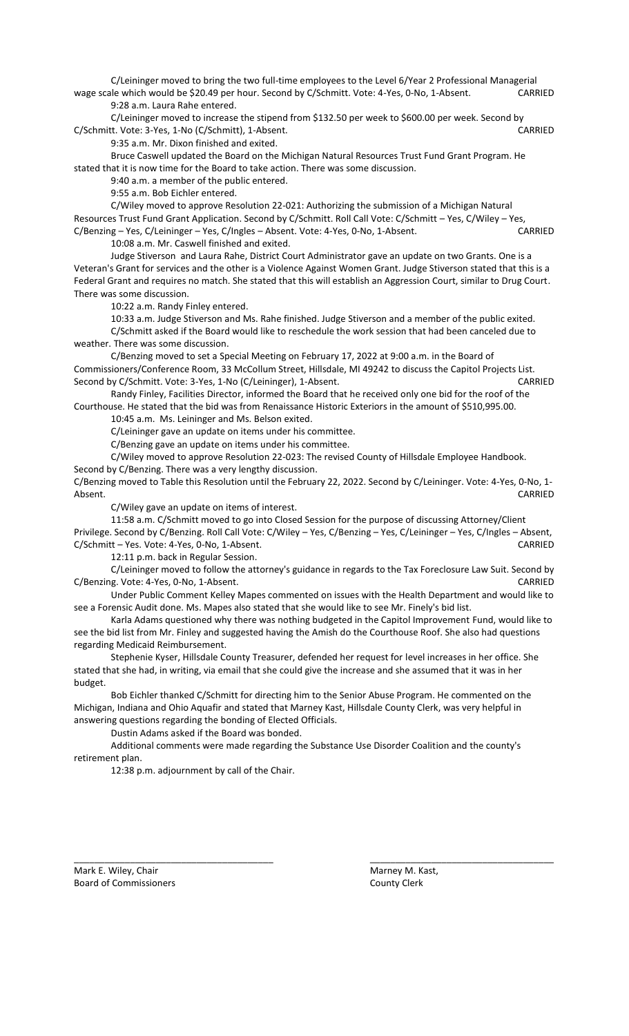C/Leininger moved to bring the two full-time employees to the Level 6/Year 2 Professional Managerial wage scale which would be $20.49 per hour. Second by C/Schmitt. Vote: 4-Yes, 0-No, 1-Absent. CARRIED

9:28 a.m. Laura Rahe entered.

C/Leininger moved to increase the stipend from $132.50 per week to $600.00 per week. Second by C/Schmitt. Vote: 3-Yes, 1-No (C/Schmitt), 1-Absent. CARRIED

9:35 a.m. Mr. Dixon finished and exited.

Bruce Caswell updated the Board on the Michigan Natural Resources Trust Fund Grant Program. He stated that it is now time for the Board to take action. There was some discussion.

9:40 a.m. a member of the public entered.

9:55 a.m. Bob Eichler entered.

C/Wiley moved to approve Resolution 22-021: Authorizing the submission of a Michigan Natural Resources Trust Fund Grant Application. Second by C/Schmitt. Roll Call Vote: C/Schmitt – Yes, C/Wiley – Yes, C/Benzing – Yes, C/Leininger – Yes, C/Ingles – Absent. Vote: 4-Yes, 0-No, 1-Absent. CARRIED

10:08 a.m. Mr. Caswell finished and exited.

Judge Stiverson and Laura Rahe, District Court Administrator gave an update on two Grants. One is a Veteran's Grant for services and the other is a Violence Against Women Grant. Judge Stiverson stated that this is a Federal Grant and requires no match. She stated that this will establish an Aggression Court, similar to Drug Court. There was some discussion.

10:22 a.m. Randy Finley entered.

10:33 a.m. Judge Stiverson and Ms. Rahe finished. Judge Stiverson and a member of the public exited.

C/Schmitt asked if the Board would like to reschedule the work session that had been canceled due to weather. There was some discussion.

C/Benzing moved to set a Special Meeting on February 17, 2022 at 9:00 a.m. in the Board of Commissioners/Conference Room, 33 McCollum Street, Hillsdale, MI 49242 to discuss the Capitol Projects List. Second by C/Schmitt. Vote: 3-Yes, 1-No (C/Leininger), 1-Absent. CARRIED

Randy Finley, Facilities Director, informed the Board that he received only one bid for the roof of the Courthouse. He stated that the bid was from Renaissance Historic Exteriors in the amount of $510,995.00.

10:45 a.m. Ms. Leininger and Ms. Belson exited.

C/Leininger gave an update on items under his committee.

C/Benzing gave an update on items under his committee.

C/Wiley moved to approve Resolution 22-023: The revised County of Hillsdale Employee Handbook. Second by C/Benzing. There was a very lengthy discussion.

C/Benzing moved to Table this Resolution until the February 22, 2022. Second by C/Leininger. Vote: 4-Yes, 0-No, 1-Absent. CARRIED

C/Wiley gave an update on items of interest.

11:58 a.m. C/Schmitt moved to go into Closed Session for the purpose of discussing Attorney/Client Privilege. Second by C/Benzing. Roll Call Vote: C/Wiley – Yes, C/Benzing – Yes, C/Leininger – Yes, C/Ingles – Absent, C/Schmitt – Yes. Vote: 4-Yes, 0-No, 1-Absent. CARRIED

12:11 p.m. back in Regular Session.

C/Leininger moved to follow the attorney's guidance in regards to the Tax Foreclosure Law Suit. Second by C/Benzing. Vote: 4-Yes, 0-No, 1-Absent. CARRIED

Under Public Comment Kelley Mapes commented on issues with the Health Department and would like to see a Forensic Audit done. Ms. Mapes also stated that she would like to see Mr. Finely's bid list.

Karla Adams questioned why there was nothing budgeted in the Capitol Improvement Fund, would like to see the bid list from Mr. Finley and suggested having the Amish do the Courthouse Roof. She also had questions regarding Medicaid Reimbursement.

Stephenie Kyser, Hillsdale County Treasurer, defended her request for level increases in her office. She stated that she had, in writing, via email that she could give the increase and she assumed that it was in her budget.

Bob Eichler thanked C/Schmitt for directing him to the Senior Abuse Program. He commented on the Michigan, Indiana and Ohio Aquafir and stated that Marney Kast, Hillsdale County Clerk, was very helpful in answering questions regarding the bonding of Elected Officials.

Dustin Adams asked if the Board was bonded.

Additional comments were made regarding the Substance Use Disorder Coalition and the county's retirement plan.

12:38 p.m. adjournment by call of the Chair.

\_\_\_\_\_\_\_\_\_\_\_\_\_\_\_\_\_\_\_\_\_\_\_\_\_\_\_\_\_\_\_\_\_\_\_\_\_\_\_\_
Mark E. Wiley, Chair
Board of Commissioners

\_\_\_\_\_\_\_\_\_\_\_\_\_\_\_\_\_\_\_\_\_\_\_\_\_\_\_\_\_\_\_\_\_\_\_\_\_\_\_\_
Marney M. Kast,
County Clerk